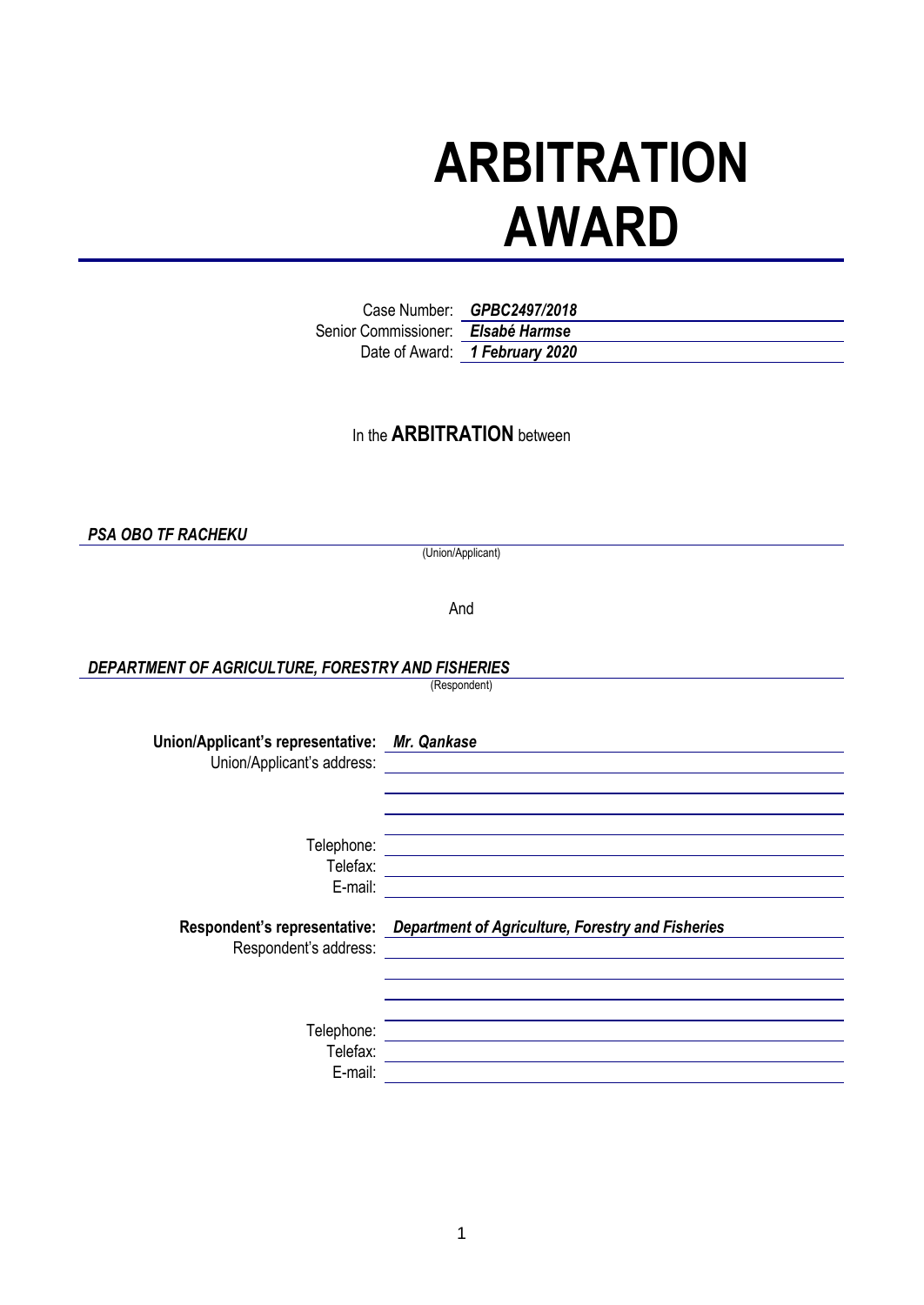# ARBITRATION AWARD

Case Number: ***GPBC2497/2018***
Senior Commissioner: ***Elsabé Harmse***
Date of Award: ***1 February 2020***

In the **ARBITRATION** between

***PSA OBO TF RACHEKU***
(Union/Applicant)

And

***DEPARTMENT OF AGRICULTURE, FORESTRY AND FISHERIES***
(Respondent)

**Union/Applicant's representative:** ***Mr. Qankase***
Union/Applicant's address:

Telephone:
Telefax:
E-mail:

**Respondent's representative:** ***Department of Agriculture, Forestry and Fisheries***
Respondent's address:

Telephone:
Telefax:
E-mail: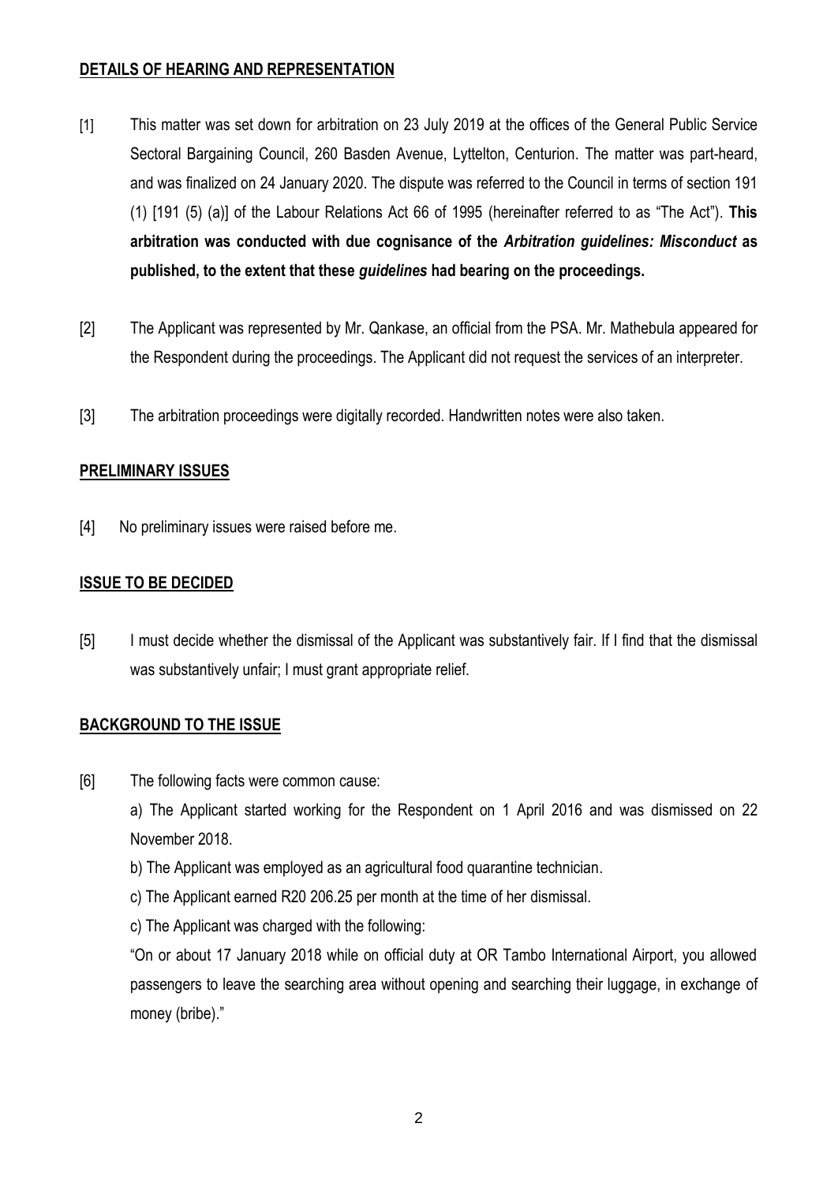## **DETAILS OF HEARING AND REPRESENTATION**

[1] This matter was set down for arbitration on 23 July 2019 at the offices of the General Public Service Sectoral Bargaining Council, 260 Basden Avenue, Lyttelton, Centurion. The matter was part-heard, and was finalized on 24 January 2020. The dispute was referred to the Council in terms of section 191 (1) [191 (5) (a)] of the Labour Relations Act 66 of 1995 (hereinafter referred to as "The Act"). **This arbitration was conducted with due cognisance of the *Arbitration guidelines: Misconduct* as published, to the extent that these *guidelines* had bearing on the proceedings.**

[2] The Applicant was represented by Mr. Qankase, an official from the PSA. Mr. Mathebula appeared for the Respondent during the proceedings. The Applicant did not request the services of an interpreter.

[3] The arbitration proceedings were digitally recorded. Handwritten notes were also taken.

## **PRELIMINARY ISSUES**

[4] No preliminary issues were raised before me.

## **ISSUE TO BE DECIDED**

[5] I must decide whether the dismissal of the Applicant was substantively fair. If I find that the dismissal was substantively unfair; I must grant appropriate relief.

## **BACKGROUND TO THE ISSUE**

[6] The following facts were common cause:

a) The Applicant started working for the Respondent on 1 April 2016 and was dismissed on 22 November 2018.

b) The Applicant was employed as an agricultural food quarantine technician.

c) The Applicant earned R20 206.25 per month at the time of her dismissal.

c) The Applicant was charged with the following:

"On or about 17 January 2018 while on official duty at OR Tambo International Airport, you allowed passengers to leave the searching area without opening and searching their luggage, in exchange of money (bribe)."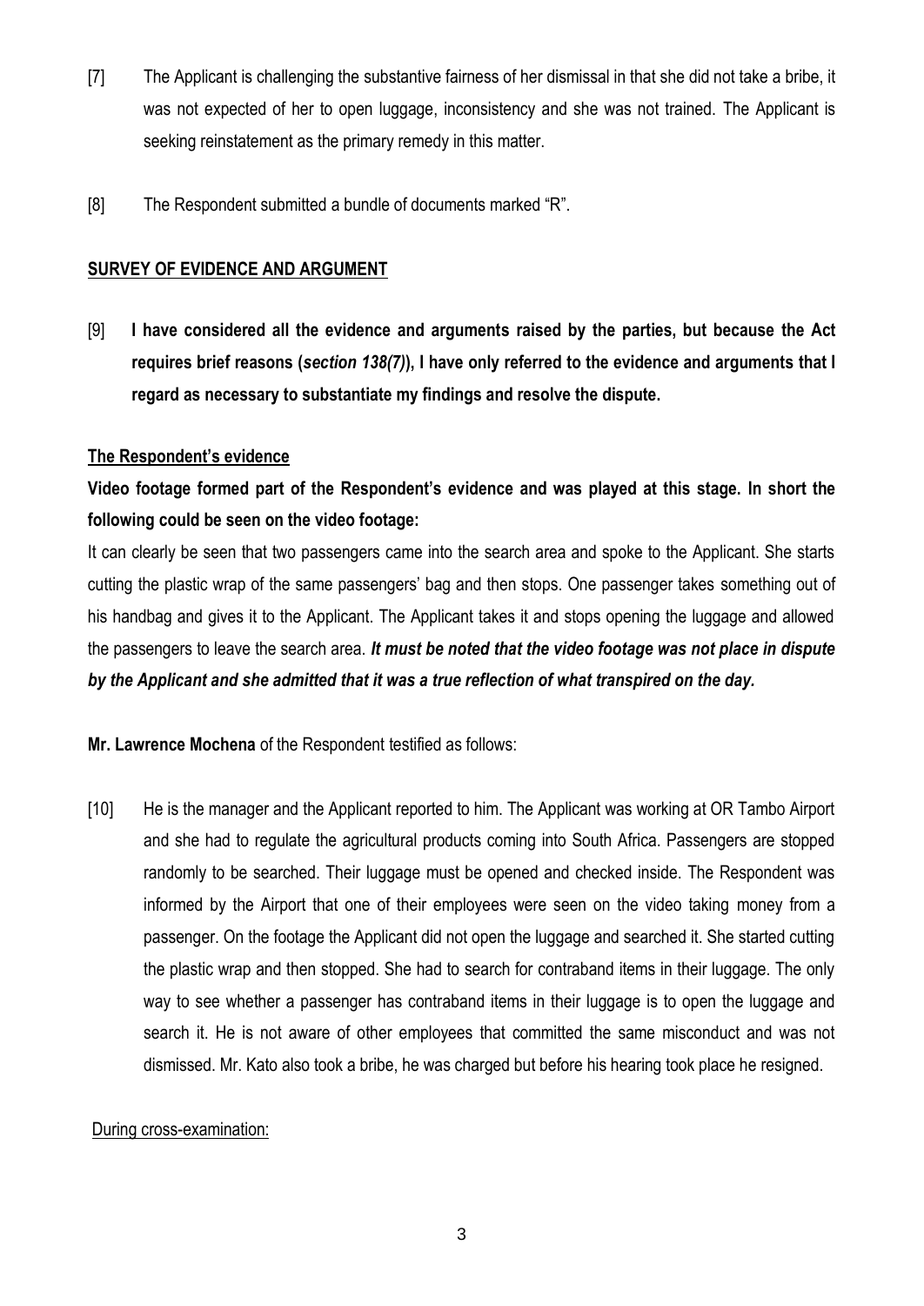[7] The Applicant is challenging the substantive fairness of her dismissal in that she did not take a bribe, it was not expected of her to open luggage, inconsistency and she was not trained. The Applicant is seeking reinstatement as the primary remedy in this matter.

[8] The Respondent submitted a bundle of documents marked "R".

## SURVEY OF EVIDENCE AND ARGUMENT

[9] **I have considered all the evidence and arguments raised by the parties, but because the Act requires brief reasons (*section 138(7)*), I have only referred to the evidence and arguments that I regard as necessary to substantiate my findings and resolve the dispute.**

### The Respondent's evidence

**Video footage formed part of the Respondent's evidence and was played at this stage. In short the following could be seen on the video footage:**

It can clearly be seen that two passengers came into the search area and spoke to the Applicant. She starts cutting the plastic wrap of the same passengers' bag and then stops. One passenger takes something out of his handbag and gives it to the Applicant. The Applicant takes it and stops opening the luggage and allowed the passengers to leave the search area. ***It must be noted that the video footage was not place in dispute by the Applicant and she admitted that it was a true reflection of what transpired on the day.***

**Mr. Lawrence Mochena** of the Respondent testified as follows:

[10] He is the manager and the Applicant reported to him. The Applicant was working at OR Tambo Airport and she had to regulate the agricultural products coming into South Africa. Passengers are stopped randomly to be searched. Their luggage must be opened and checked inside. The Respondent was informed by the Airport that one of their employees were seen on the video taking money from a passenger. On the footage the Applicant did not open the luggage and searched it. She started cutting the plastic wrap and then stopped. She had to search for contraband items in their luggage. The only way to see whether a passenger has contraband items in their luggage is to open the luggage and search it. He is not aware of other employees that committed the same misconduct and was not dismissed. Mr. Kato also took a bribe, he was charged but before his hearing took place he resigned.

<u>During cross-examination:</u>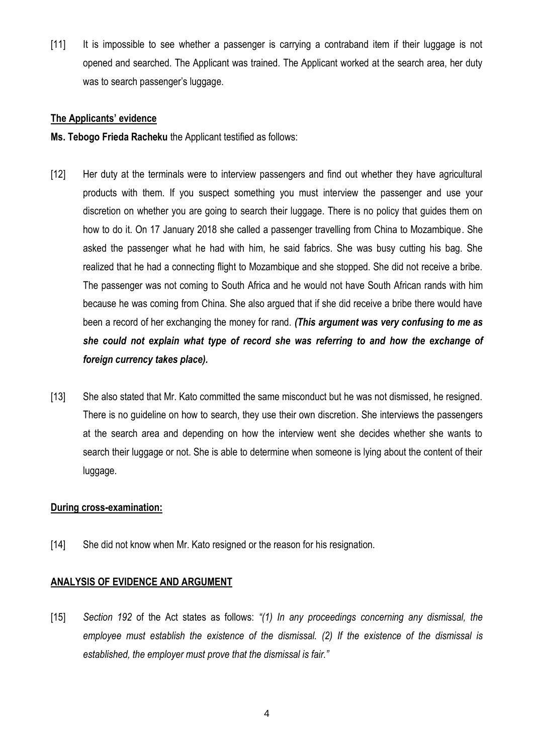[11] It is impossible to see whether a passenger is carrying a contraband item if their luggage is not opened and searched. The Applicant was trained. The Applicant worked at the search area, her duty was to search passenger's luggage.

**<u>The Applicants' evidence</u>**

**Ms. Tebogo Frieda Racheku** the Applicant testified as follows:

[12] Her duty at the terminals were to interview passengers and find out whether they have agricultural products with them. If you suspect something you must interview the passenger and use your discretion on whether you are going to search their luggage. There is no policy that guides them on how to do it. On 17 January 2018 she called a passenger travelling from China to Mozambique. She asked the passenger what he had with him, he said fabrics. She was busy cutting his bag. She realized that he had a connecting flight to Mozambique and she stopped. She did not receive a bribe. The passenger was not coming to South Africa and he would not have South African rands with him because he was coming from China. She also argued that if she did receive a bribe there would have been a record of her exchanging the money for rand. ***(This argument was very confusing to me as she could not explain what type of record she was referring to and how the exchange of foreign currency takes place).***

[13] She also stated that Mr. Kato committed the same misconduct but he was not dismissed, he resigned. There is no guideline on how to search, they use their own discretion. She interviews the passengers at the search area and depending on how the interview went she decides whether she wants to search their luggage or not. She is able to determine when someone is lying about the content of their luggage.

**<u>During cross-examination:</u>**

[14] She did not know when Mr. Kato resigned or the reason for his resignation.

**<u>ANALYSIS OF EVIDENCE AND ARGUMENT</u>**

[15] *Section 192* of the Act states as follows: *"(1) In any proceedings concerning any dismissal, the employee must establish the existence of the dismissal. (2) If the existence of the dismissal is established, the employer must prove that the dismissal is fair."*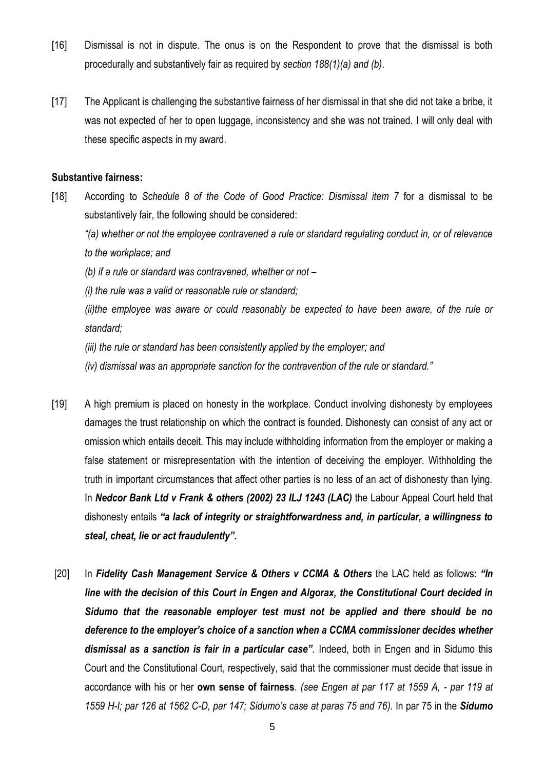[16] Dismissal is not in dispute. The onus is on the Respondent to prove that the dismissal is both procedurally and substantively fair as required by *section 188(1)(a) and (b)*.

[17] The Applicant is challenging the substantive fairness of her dismissal in that she did not take a bribe, it was not expected of her to open luggage, inconsistency and she was not trained. I will only deal with these specific aspects in my award.

**Substantive fairness:**

[18] According to *Schedule 8 of the Code of Good Practice: Dismissal item 7* for a dismissal to be substantively fair, the following should be considered:

*"(a) whether or not the employee contravened a rule or standard regulating conduct in, or of relevance to the workplace; and*

*(b) if a rule or standard was contravened, whether or not –*

*(i) the rule was a valid or reasonable rule or standard;*

*(ii)the employee was aware or could reasonably be expected to have been aware, of the rule or standard;*

*(iii) the rule or standard has been consistently applied by the employer; and*

*(iv) dismissal was an appropriate sanction for the contravention of the rule or standard."*

[19] A high premium is placed on honesty in the workplace. Conduct involving dishonesty by employees damages the trust relationship on which the contract is founded. Dishonesty can consist of any act or omission which entails deceit. This may include withholding information from the employer or making a false statement or misrepresentation with the intention of deceiving the employer. Withholding the truth in important circumstances that affect other parties is no less of an act of dishonesty than lying. In ***Nedcor Bank Ltd v Frank & others (2002) 23 ILJ 1243 (LAC)*** the Labour Appeal Court held that dishonesty entails ***"a lack of integrity or straightforwardness and, in particular, a willingness to steal, cheat, lie or act fraudulently".***

[20] In ***Fidelity Cash Management Service & Others v CCMA & Others*** the LAC held as follows: ***"In line with the decision of this Court in Engen and Algorax, the Constitutional Court decided in Sidumo that the reasonable employer test must not be applied and there should be no deference to the employer's choice of a sanction when a CCMA commissioner decides whether dismissal as a sanction is fair in a particular case"***. Indeed, both in Engen and in Sidumo this Court and the Constitutional Court, respectively, said that the commissioner must decide that issue in accordance with his or her **own sense of fairness**. *(see Engen at par 117 at 1559 A, - par 119 at 1559 H-I; par 126 at 1562 C-D, par 147; Sidumo's case at paras 75 and 76).* In par 75 in the ***Sidumo***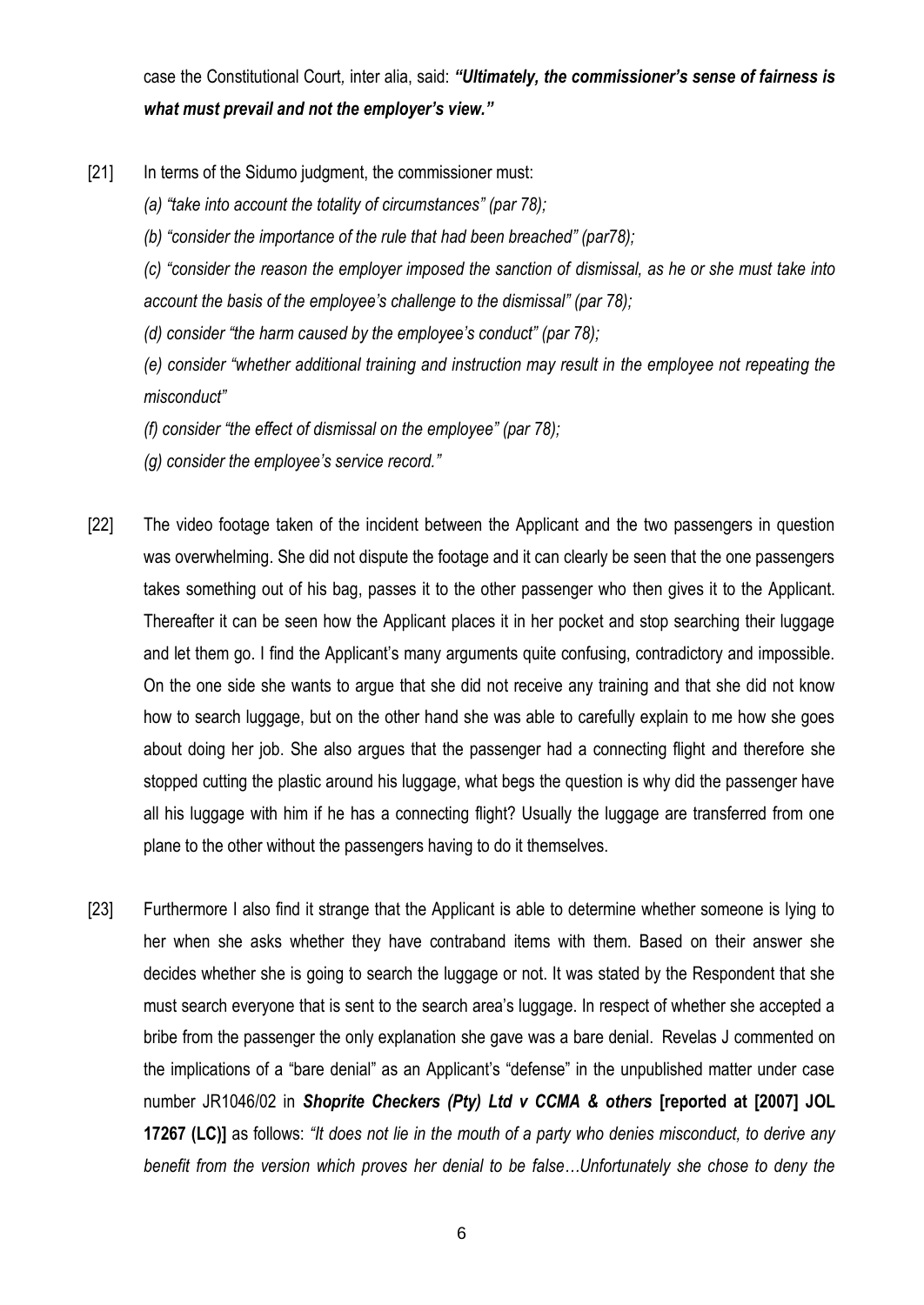case the Constitutional Court, inter alia, said: ***"Ultimately, the commissioner's sense of fairness is what must prevail and not the employer's view."***

[21] In terms of the Sidumo judgment, the commissioner must:

*(a) "take into account the totality of circumstances" (par 78);*

*(b) "consider the importance of the rule that had been breached" (par78);*

*(c) "consider the reason the employer imposed the sanction of dismissal, as he or she must take into account the basis of the employee's challenge to the dismissal" (par 78);*

*(d) consider "the harm caused by the employee's conduct" (par 78);*

*(e) consider "whether additional training and instruction may result in the employee not repeating the misconduct"*

*(f) consider "the effect of dismissal on the employee" (par 78);*

*(g) consider the employee's service record."*

[22] The video footage taken of the incident between the Applicant and the two passengers in question was overwhelming. She did not dispute the footage and it can clearly be seen that the one passengers takes something out of his bag, passes it to the other passenger who then gives it to the Applicant. Thereafter it can be seen how the Applicant places it in her pocket and stop searching their luggage and let them go. I find the Applicant's many arguments quite confusing, contradictory and impossible. On the one side she wants to argue that she did not receive any training and that she did not know how to search luggage, but on the other hand she was able to carefully explain to me how she goes about doing her job. She also argues that the passenger had a connecting flight and therefore she stopped cutting the plastic around his luggage, what begs the question is why did the passenger have all his luggage with him if he has a connecting flight? Usually the luggage are transferred from one plane to the other without the passengers having to do it themselves.

[23] Furthermore I also find it strange that the Applicant is able to determine whether someone is lying to her when she asks whether they have contraband items with them. Based on their answer she decides whether she is going to search the luggage or not. It was stated by the Respondent that she must search everyone that is sent to the search area's luggage. In respect of whether she accepted a bribe from the passenger the only explanation she gave was a bare denial. Revelas J commented on the implications of a "bare denial" as an Applicant's "defense" in the unpublished matter under case number JR1046/02 in ***Shoprite Checkers (Pty) Ltd v CCMA & others* [reported at [2007] JOL 17267 (LC)]** as follows: *"It does not lie in the mouth of a party who denies misconduct, to derive any benefit from the version which proves her denial to be false…Unfortunately she chose to deny the*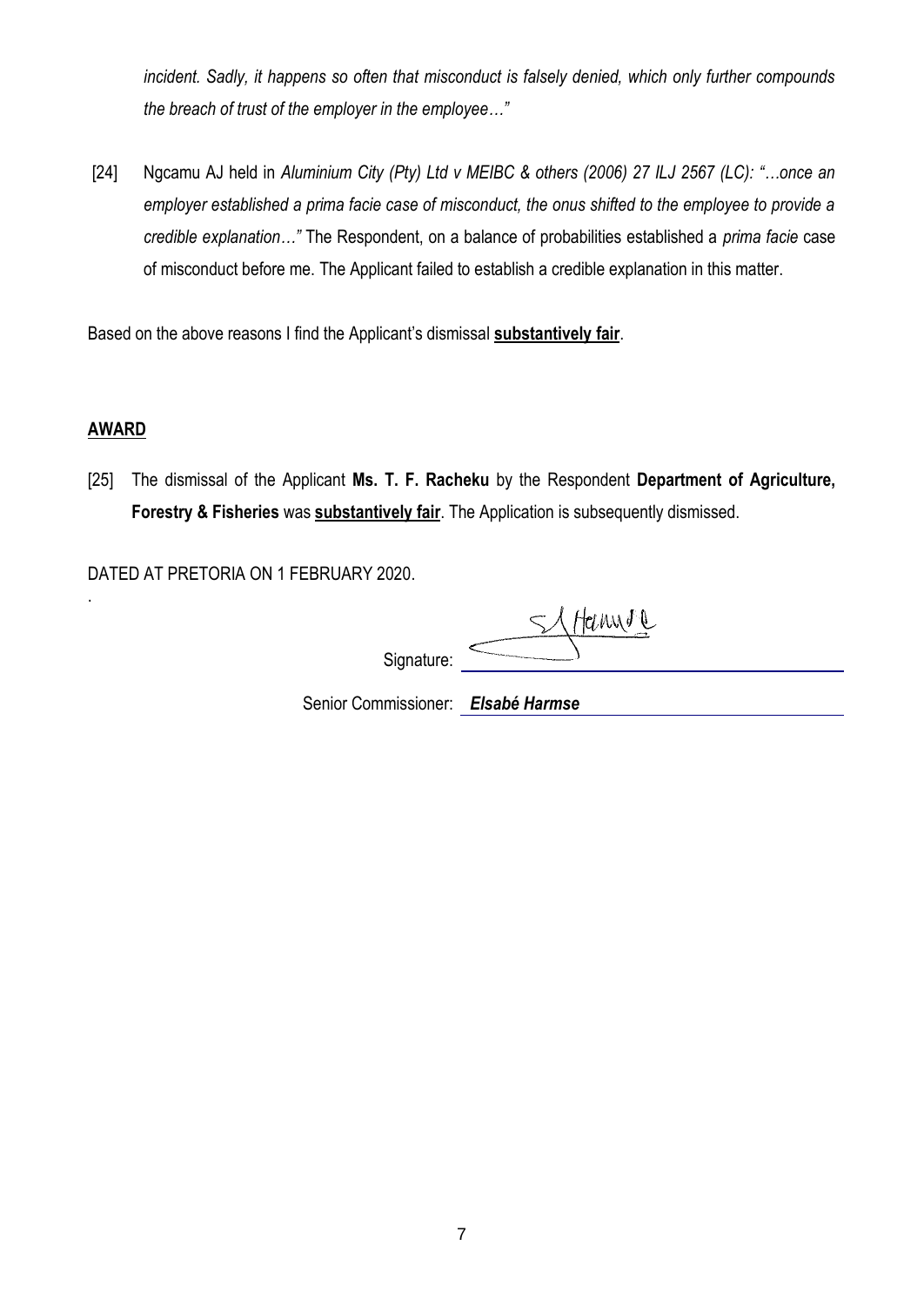*incident. Sadly, it happens so often that misconduct is falsely denied, which only further compounds the breach of trust of the employer in the employee…"*

[24] Ngcamu AJ held in *Aluminium City (Pty) Ltd v MEIBC & others (2006) 27 ILJ 2567 (LC): "…once an employer established a prima facie case of misconduct, the onus shifted to the employee to provide a credible explanation…"* The Respondent, on a balance of probabilities established a *prima facie* case of misconduct before me. The Applicant failed to establish a credible explanation in this matter.

Based on the above reasons I find the Applicant's dismissal **substantively fair**.

## AWARD

[25] The dismissal of the Applicant **Ms. T. F. Racheku** by the Respondent **Department of Agriculture, Forestry & Fisheries** was **substantively fair**. The Application is subsequently dismissed.

DATED AT PRETORIA ON 1 FEBRUARY 2020.

.

Signature:

Senior Commissioner: ***Elsabé Harmse***